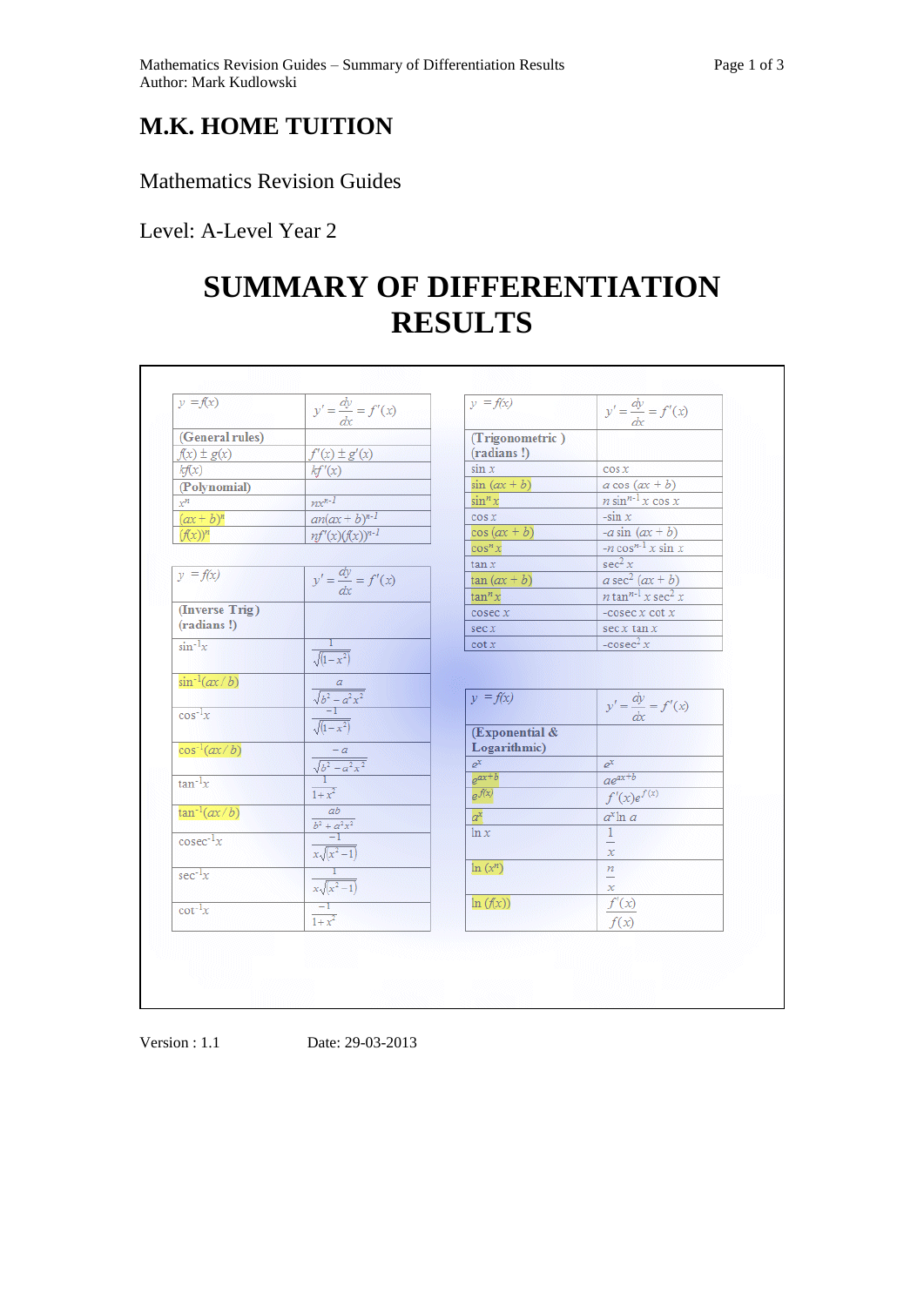# M.K. HOME TUITION

Mathematics Revision Guides

Level: A-Level Year 2

# SUMMARY OF DIFFERENTIATION RESULTS

| $y = f(x)$ | $y' = \frac{dy}{dx} = f'(x)$ |
|---|---|
| **(General rules)** | |
| $f(x) \pm g(x)$ | $f'(x) \pm g'(x)$ |
| $kf(x)$ | $kf'(x)$ |
| **(Polynomial)** | |
| $x^n$ | $nx^{n-1}$ |
| $(ax+b)^n$ | $an(ax+b)^{n-1}$ |
| $(f(x))^n$ | $nf'(x)(f(x))^{n-1}$ |

| $y = f(x)$ | $y' = \frac{dy}{dx} = f'(x)$ |
|---|---|
| **(Inverse Trig) (radians !)** | |
| $\sin^{-1}x$ | $\frac{1}{\sqrt{(1-x^2)}}$ |
| $\sin^{-1}(ax/b)$ | $\frac{a}{\sqrt{b^2-a^2x^2}}$ |
| $\cos^{-1}x$ | $\frac{-1}{\sqrt{(1-x^2)}}$ |
| $\cos^{-1}(ax/b)$ | $\frac{-a}{\sqrt{b^2-a^2x^2}}$ |
| $\tan^{-1}x$ | $\frac{1}{1+x^2}$ |
| $\tan^{-1}(ax/b)$ | $\frac{ab}{b^2+a^2x^2}$ |
| $\text{cosec}^{-1}x$ | $\frac{-1}{x\sqrt{(x^2-1)}}$ |
| $\sec^{-1}x$ | $\frac{1}{x\sqrt{(x^2-1)}}$ |
| $\cot^{-1}x$ | $\frac{-1}{1+x^2}$ |

| $y = f(x)$ | $y' = \frac{dy}{dx} = f'(x)$ |
|---|---|
| **(Trigonometric) (radians !)** | |
| $\sin x$ | $\cos x$ |
| $\sin(ax+b)$ | $a\cos(ax+b)$ |
| $\sin^n x$ | $n\sin^{n-1}x\cos x$ |
| $\cos x$ | $-\sin x$ |
| $\cos(ax+b)$ | $-a\sin(ax+b)$ |
| $\cos^n x$ | $-n\cos^{n-1}x\sin x$ |
| $\tan x$ | $\sec^2 x$ |
| $\tan(ax+b)$ | $a\sec^2(ax+b)$ |
| $\tan^n x$ | $n\tan^{n-1}x\sec^2 x$ |
| $\text{cosec}\,x$ | $-\text{cosec}\,x\cot x$ |
| $\sec x$ | $\sec x\tan x$ |
| $\cot x$ | $-\text{cosec}^2 x$ |

| $y = f(x)$ | $y' = \frac{dy}{dx} = f'(x)$ |
|---|---|
| **(Exponential & Logarithmic)** | |
| $e^x$ | $e^x$ |
| $e^{ax+b}$ | $ae^{ax+b}$ |
| $e^{f(x)}$ | $f'(x)e^{f(x)}$ |
| $a^x$ | $a^x\ln a$ |
| $\ln x$ | $\frac{1}{x}$ |
| $\ln(x^n)$ | $\frac{n}{x}$ |
| $\ln(f(x))$ | $\frac{f'(x)}{f(x)}$ |

Version : 1.1 Date: 29-03-2013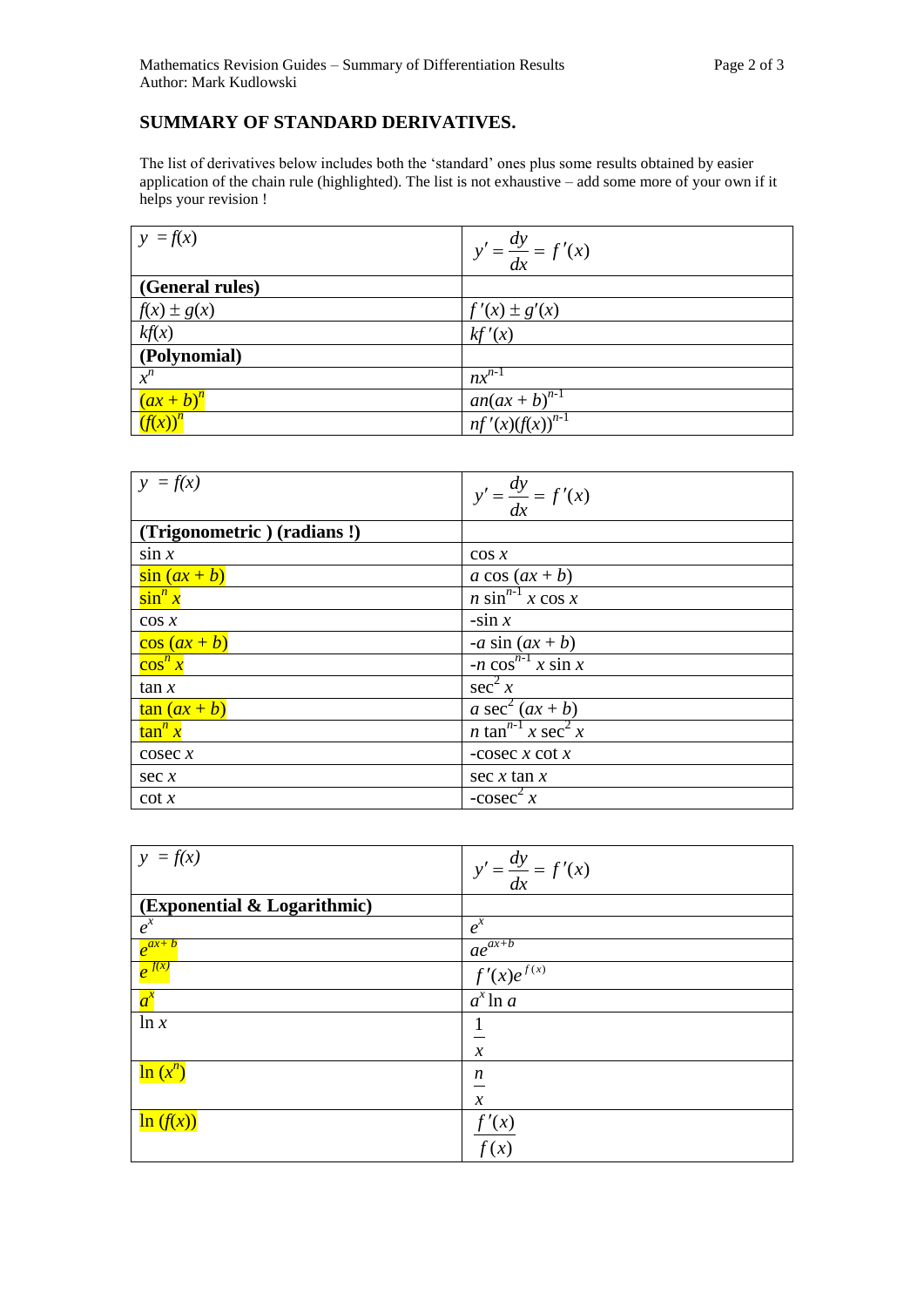## SUMMARY OF STANDARD DERIVATIVES.

The list of derivatives below includes both the 'standard' ones plus some results obtained by easier application of the chain rule (highlighted). The list is not exhaustive – add some more of your own if it helps your revision !

| $y = f(x)$ | $y' = \dfrac{dy}{dx} = f'(x)$ |
|---|---|
| **(General rules)** | |
| $f(x) \pm g(x)$ | $f'(x) \pm g'(x)$ |
| $kf(x)$ | $kf'(x)$ |
| **(Polynomial)** | |
| $x^n$ | $nx^{n-1}$ |
| $(ax+b)^n$ | $an(ax+b)^{n-1}$ |
| $(f(x))^n$ | $nf'(x)(f(x))^{n-1}$ |

| $y = f(x)$ | $y' = \dfrac{dy}{dx} = f'(x)$ |
|---|---|
| **(Trigonometric ) (radians !)** | |
| $\sin x$ | $\cos x$ |
| $\sin(ax+b)$ | $a\cos(ax+b)$ |
| $\sin^n x$ | $n\sin^{n-1} x \cos x$ |
| $\cos x$ | $-\sin x$ |
| $\cos(ax+b)$ | $-a\sin(ax+b)$ |
| $\cos^n x$ | $-n\cos^{n-1} x \sin x$ |
| $\tan x$ | $\sec^2 x$ |
| $\tan(ax+b)$ | $a\sec^2(ax+b)$ |
| $\tan^n x$ | $n\tan^{n-1} x \sec^2 x$ |
| $\operatorname{cosec} x$ | $-\operatorname{cosec} x \cot x$ |
| $\sec x$ | $\sec x \tan x$ |
| $\cot x$ | $-\operatorname{cosec}^2 x$ |

| $y = f(x)$ | $y' = \dfrac{dy}{dx} = f'(x)$ |
|---|---|
| **(Exponential & Logarithmic)** | |
| $e^x$ | $e^x$ |
| $e^{ax+b}$ | $ae^{ax+b}$ |
| $e^{f(x)}$ | $f'(x)e^{f(x)}$ |
| $a^x$ | $a^x \ln a$ |
| $\ln x$ | $\dfrac{1}{x}$ |
| $\ln(x^n)$ | $\dfrac{n}{x}$ |
| $\ln(f(x))$ | $\dfrac{f'(x)}{f(x)}$ |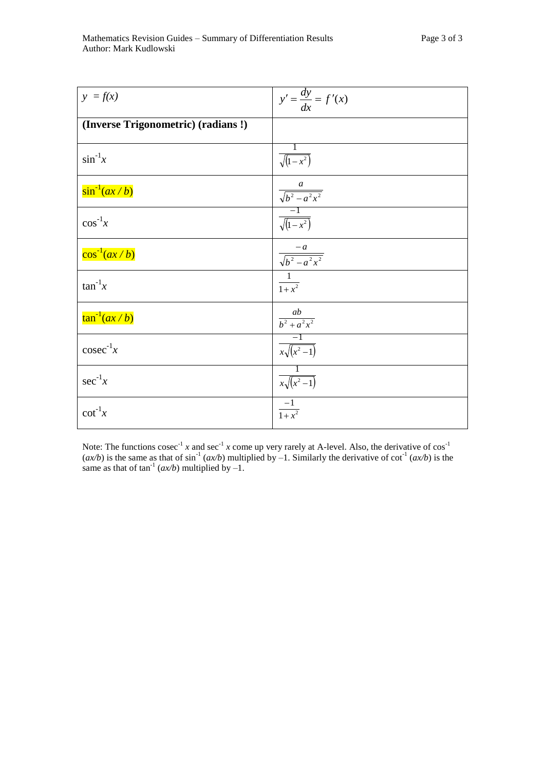| $y = f(x)$ | $y' = \dfrac{dy}{dx} = f'(x)$ |
|---|---|
| **(Inverse Trigonometric) (radians !)** | |
| $\sin^{-1}x$ | $\dfrac{1}{\sqrt{(1-x^2)}}$ |
| $\sin^{-1}(ax/b)$ | $\dfrac{a}{\sqrt{b^2-a^2x^2}}$ |
| $\cos^{-1}x$ | $\dfrac{-1}{\sqrt{(1-x^2)}}$ |
| $\cos^{-1}(ax/b)$ | $\dfrac{-a}{\sqrt{b^2-a^2x^2}}$ |
| $\tan^{-1}x$ | $\dfrac{1}{1+x^2}$ |
| $\tan^{-1}(ax/b)$ | $\dfrac{ab}{b^2+a^2x^2}$ |
| $\text{cosec}^{-1}x$ | $\dfrac{-1}{x\sqrt{(x^2-1)}}$ |
| $\sec^{-1}x$ | $\dfrac{1}{x\sqrt{(x^2-1)}}$ |
| $\cot^{-1}x$ | $\dfrac{-1}{1+x^2}$ |

Note: The functions $\text{cosec}^{-1}\, x$ and $\sec^{-1}\, x$ come up very rarely at A-level. Also, the derivative of $\cos^{-1}$ $(ax/b)$ is the same as that of $\sin^{-1}$ $(ax/b)$ multiplied by $-1$. Similarly the derivative of $\cot^{-1}$ $(ax/b)$ is the same as that of $\tan^{-1}$ $(ax/b)$ multiplied by $-1$.